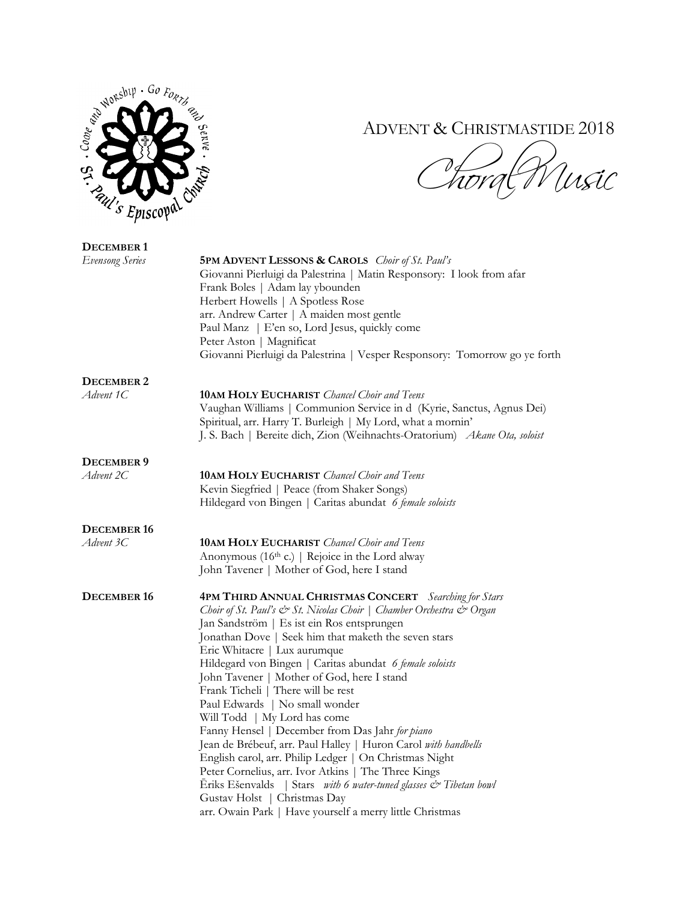# ADVENT & CHRISTMASTIDE 2018

## Choral Music

St. Paul's Episcopal Church · Come and Worship · Go Forth and Serve ·

**DECEMBER 1**
*Evensong Series*

**5PM ADVENT LESSONS & CAROLS** *Choir of St. Paul's*
Giovanni Pierluigi da Palestrina | Matin Responsory: I look from afar
Frank Boles | Adam lay ybounden
Herbert Howells | A Spotless Rose
arr. Andrew Carter | A maiden most gentle
Paul Manz | E'en so, Lord Jesus, quickly come
Peter Aston | Magnificat
Giovanni Pierluigi da Palestrina | Vesper Responsory: Tomorrow go ye forth

**DECEMBER 2**
*Advent 1C*

**10AM HOLY EUCHARIST** *Chancel Choir and Teens*
Vaughan Williams | Communion Service in d (Kyrie, Sanctus, Agnus Dei)
Spiritual, arr. Harry T. Burleigh | My Lord, what a mornin'
J. S. Bach | Bereite dich, Zion (Weihnachts-Oratorium) *Akane Ota, soloist*

**DECEMBER 9**
*Advent 2C*

**10AM HOLY EUCHARIST** *Chancel Choir and Teens*
Kevin Siegfried | Peace (from Shaker Songs)
Hildegard von Bingen | Caritas abundat *6 female soloists*

**DECEMBER 16**
*Advent 3C*

**10AM HOLY EUCHARIST** *Chancel Choir and Teens*
Anonymous (16th c.) | Rejoice in the Lord alway
John Tavener | Mother of God, here I stand

**DECEMBER 16**

**4PM THIRD ANNUAL CHRISTMAS CONCERT** *Searching for Stars*
*Choir of St. Paul's & St. Nicolas Choir | Chamber Orchestra & Organ*
Jan Sandström | Es ist ein Ros entsprungen
Jonathan Dove | Seek him that maketh the seven stars
Eric Whitacre | Lux aurumque
Hildegard von Bingen | Caritas abundat *6 female soloists*
John Tavener | Mother of God, here I stand
Frank Ticheli | There will be rest
Paul Edwards | No small wonder
Will Todd | My Lord has come
Fanny Hensel | December from Das Jahr *for piano*
Jean de Brébeuf, arr. Paul Halley | Huron Carol *with handbells*
English carol, arr. Philip Ledger | On Christmas Night
Peter Cornelius, arr. Ivor Atkins | The Three Kings
Ēriks Ešenvalds | Stars *with 6 water-tuned glasses & Tibetan bowl*
Gustav Holst | Christmas Day
arr. Owain Park | Have yourself a merry little Christmas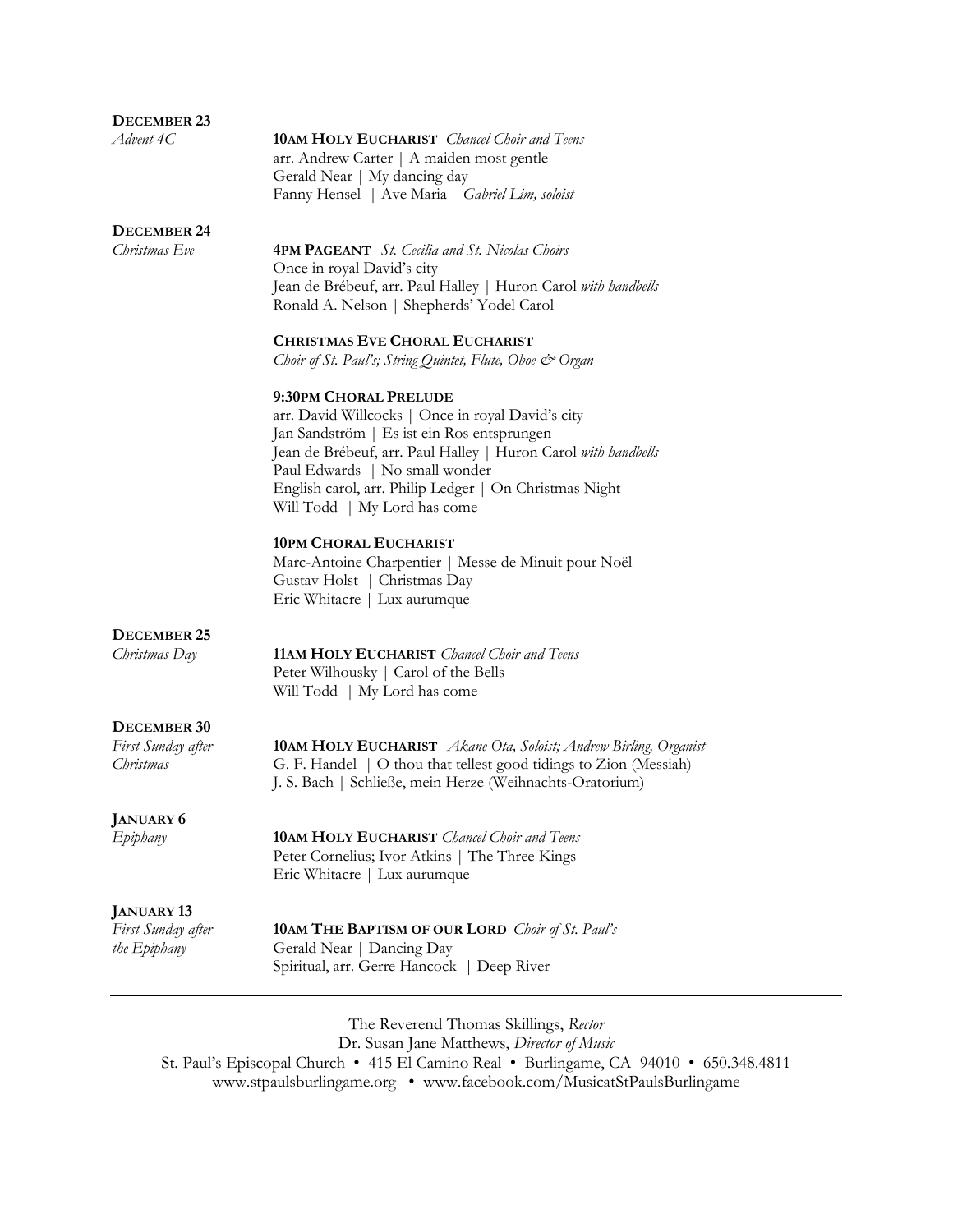**DECEMBER 23**
*Advent 4C*

**10AM HOLY EUCHARIST** *Chancel Choir and Teens*
arr. Andrew Carter | A maiden most gentle
Gerald Near | My dancing day
Fanny Hensel | Ave Maria *Gabriel Lim, soloist*

**DECEMBER 24**
*Christmas Eve*

**4PM PAGEANT** *St. Cecilia and St. Nicolas Choirs*
Once in royal David's city
Jean de Brébeuf, arr. Paul Halley | Huron Carol *with handbells*
Ronald A. Nelson | Shepherds' Yodel Carol

**CHRISTMAS EVE CHORAL EUCHARIST**
*Choir of St. Paul's; String Quintet, Flute, Oboe & Organ*

**9:30PM CHORAL PRELUDE**
arr. David Willcocks | Once in royal David's city
Jan Sandström | Es ist ein Ros entsprungen
Jean de Brébeuf, arr. Paul Halley | Huron Carol *with handbells*
Paul Edwards | No small wonder
English carol, arr. Philip Ledger | On Christmas Night
Will Todd | My Lord has come

**10PM CHORAL EUCHARIST**
Marc-Antoine Charpentier | Messe de Minuit pour Noël
Gustav Holst | Christmas Day
Eric Whitacre | Lux aurumque

**DECEMBER 25**
*Christmas Day*

**11AM HOLY EUCHARIST** *Chancel Choir and Teens*
Peter Wilhousky | Carol of the Bells
Will Todd | My Lord has come

**DECEMBER 30**
*First Sunday after Christmas*

**10AM HOLY EUCHARIST** *Akane Ota, Soloist; Andrew Birling, Organist*
G. F. Handel | O thou that tellest good tidings to Zion (Messiah)
J. S. Bach | Schließe, mein Herze (Weihnachts-Oratorium)

**JANUARY 6**
*Epiphany*

**10AM HOLY EUCHARIST** *Chancel Choir and Teens*
Peter Cornelius; Ivor Atkins | The Three Kings
Eric Whitacre | Lux aurumque

**JANUARY 13**
*First Sunday after the Epiphany*

**10AM THE BAPTISM OF OUR LORD** *Choir of St. Paul's*
Gerald Near | Dancing Day
Spiritual, arr. Gerre Hancock | Deep River

---

The Reverend Thomas Skillings, *Rector*
Dr. Susan Jane Matthews, *Director of Music*
St. Paul's Episcopal Church • 415 El Camino Real • Burlingame, CA 94010 • 650.348.4811
www.stpaulsburlingame.org • www.facebook.com/MusicatStPaulsBurlingame